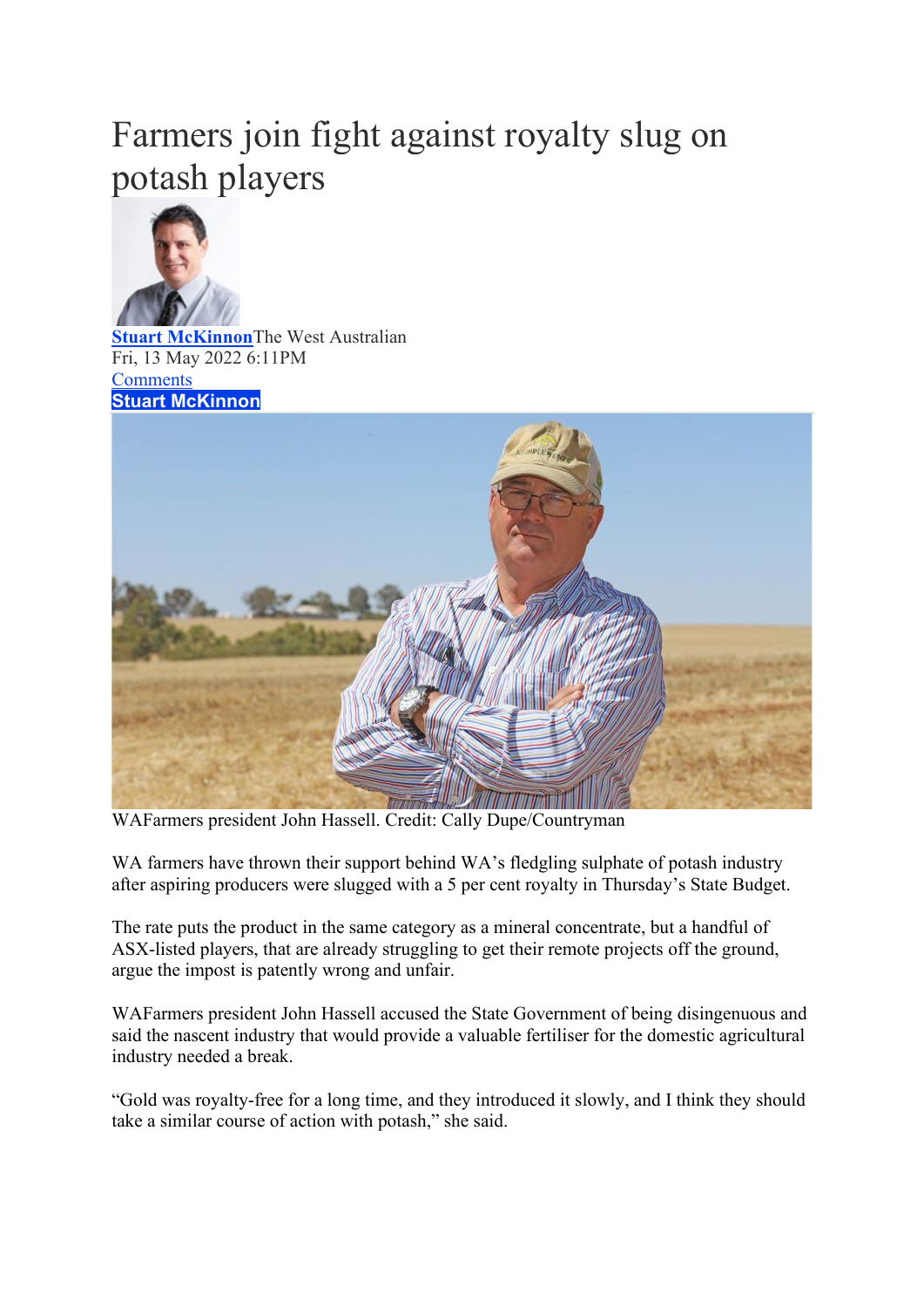# Farmers join fight against royalty slug on potash players

**Stuart McKinnon**The West Australian
Fri, 13 May 2022 6:11PM
Comments
**Stuart McKinnon**

WAFarmers president John Hassell. Credit: Cally Dupe/Countryman

WA farmers have thrown their support behind WA's fledgling sulphate of potash industry after aspiring producers were slugged with a 5 per cent royalty in Thursday's State Budget.

The rate puts the product in the same category as a mineral concentrate, but a handful of ASX-listed players, that are already struggling to get their remote projects off the ground, argue the impost is patently wrong and unfair.

WAFarmers president John Hassell accused the State Government of being disingenuous and said the nascent industry that would provide a valuable fertiliser for the domestic agricultural industry needed a break.

"Gold was royalty-free for a long time, and they introduced it slowly, and I think they should take a similar course of action with potash," she said.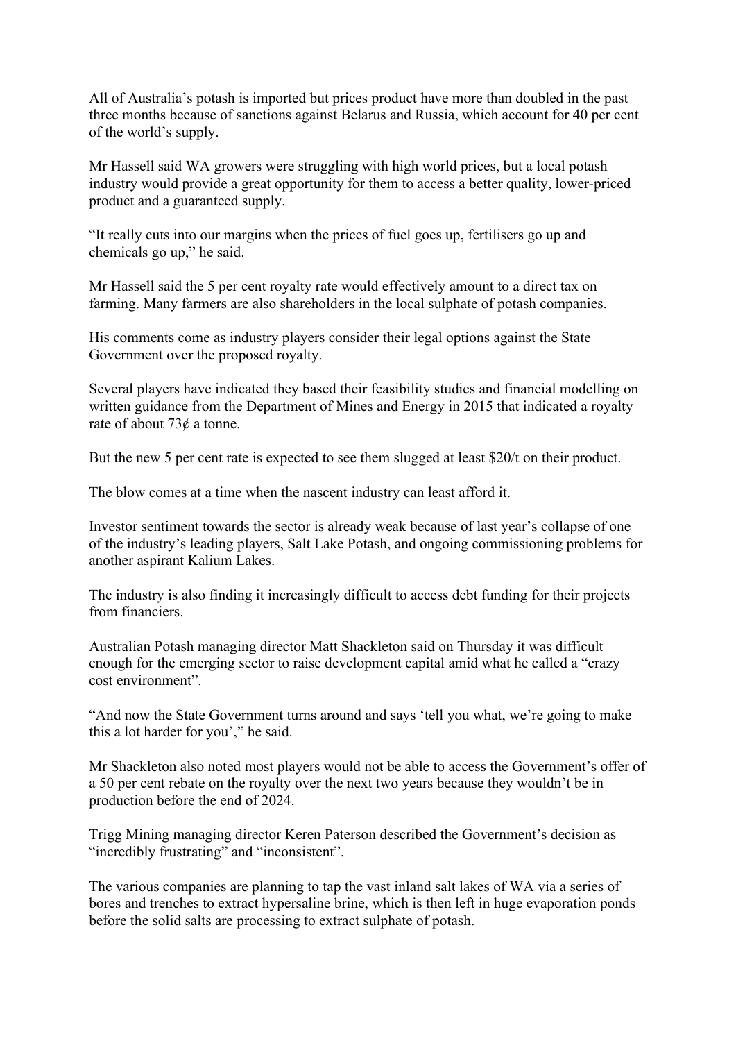All of Australia's potash is imported but prices product have more than doubled in the past three months because of sanctions against Belarus and Russia, which account for 40 per cent of the world's supply.

Mr Hassell said WA growers were struggling with high world prices, but a local potash industry would provide a great opportunity for them to access a better quality, lower-priced product and a guaranteed supply.

"It really cuts into our margins when the prices of fuel goes up, fertilisers go up and chemicals go up," he said.

Mr Hassell said the 5 per cent royalty rate would effectively amount to a direct tax on farming. Many farmers are also shareholders in the local sulphate of potash companies.

His comments come as industry players consider their legal options against the State Government over the proposed royalty.

Several players have indicated they based their feasibility studies and financial modelling on written guidance from the Department of Mines and Energy in 2015 that indicated a royalty rate of about 73¢ a tonne.

But the new 5 per cent rate is expected to see them slugged at least $20/t on their product.

The blow comes at a time when the nascent industry can least afford it.

Investor sentiment towards the sector is already weak because of last year's collapse of one of the industry's leading players, Salt Lake Potash, and ongoing commissioning problems for another aspirant Kalium Lakes.

The industry is also finding it increasingly difficult to access debt funding for their projects from financiers.

Australian Potash managing director Matt Shackleton said on Thursday it was difficult enough for the emerging sector to raise development capital amid what he called a "crazy cost environment".

"And now the State Government turns around and says 'tell you what, we're going to make this a lot harder for you'," he said.

Mr Shackleton also noted most players would not be able to access the Government's offer of a 50 per cent rebate on the royalty over the next two years because they wouldn't be in production before the end of 2024.

Trigg Mining managing director Keren Paterson described the Government's decision as "incredibly frustrating" and "inconsistent".

The various companies are planning to tap the vast inland salt lakes of WA via a series of bores and trenches to extract hypersaline brine, which is then left in huge evaporation ponds before the solid salts are processing to extract sulphate of potash.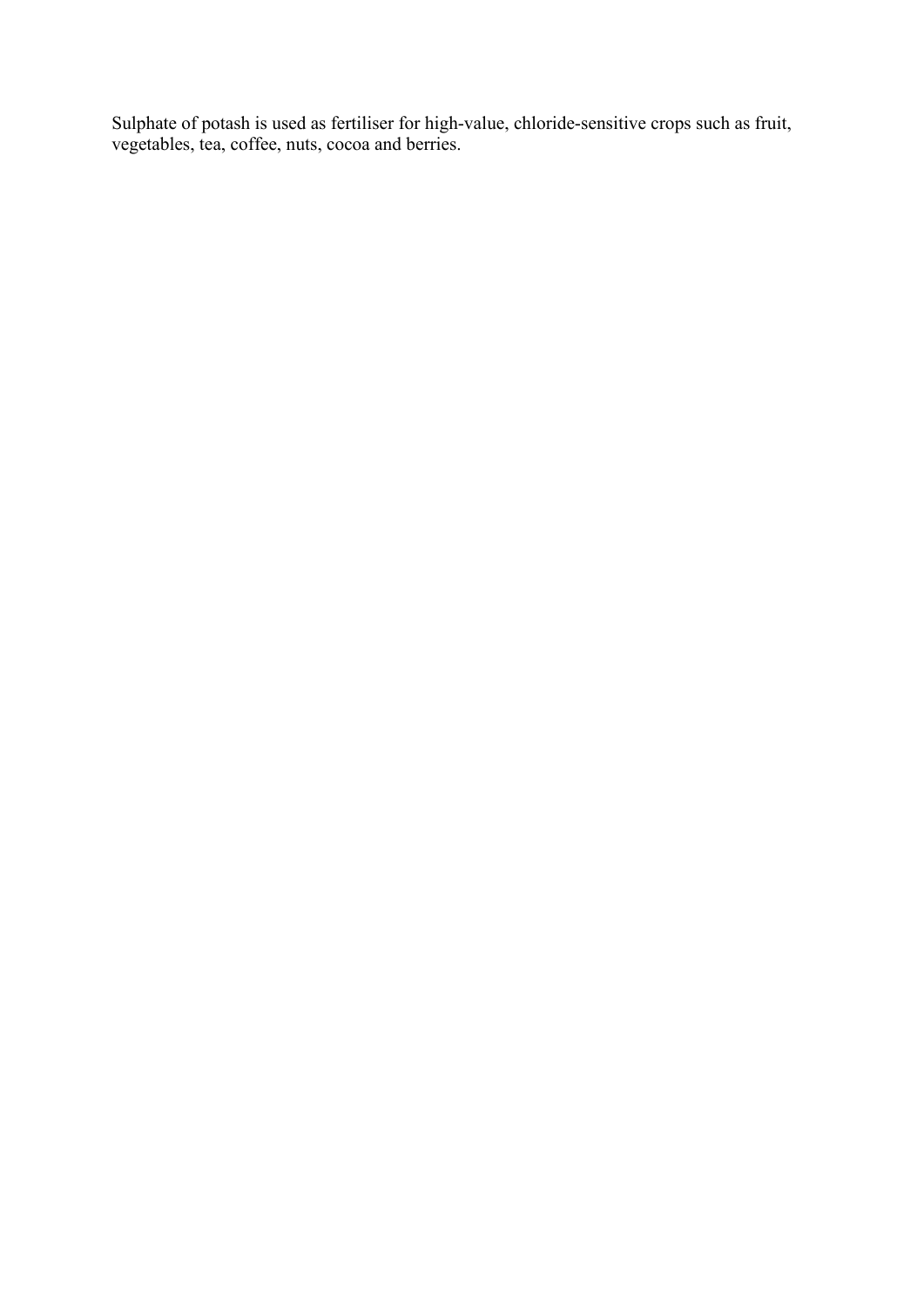Sulphate of potash is used as fertiliser for high-value, chloride-sensitive crops such as fruit, vegetables, tea, coffee, nuts, cocoa and berries.